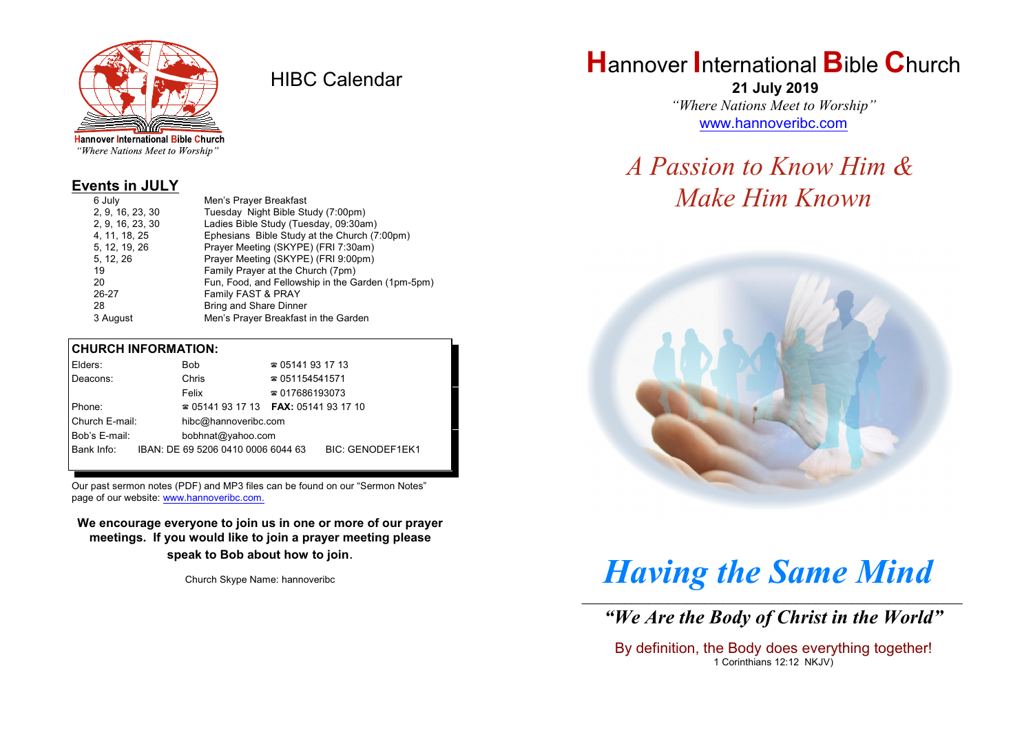Hannover International Bible Church
*"Where Nations Meet to Worship"*

# HIBC Calendar

## Events in JULY

| Date | Event |
|---|---|
| 6 July | Men's Prayer Breakfast |
| 2, 9, 16, 23, 30 | Tuesday Night Bible Study (7:00pm) |
| 2, 9, 16, 23, 30 | Ladies Bible Study (Tuesday, 09:30am) |
| 4, 11, 18, 25 | Ephesians Bible Study at the Church (7:00pm) |
| 5, 12, 19, 26 | Prayer Meeting (SKYPE) (FRI 7:30am) |
| 5, 12, 26 | Prayer Meeting (SKYPE) (FRI 9:00pm) |
| 19 | Family Prayer at the Church (7pm) |
| 20 | Fun, Food, and Fellowship in the Garden (1pm-5pm) |
| 26-27 | Family FAST & PRAY |
| 28 | Bring and Share Dinner |
| 3 August | Men's Prayer Breakfast in the Garden |

## CHURCH INFORMATION:

| | | |
|---|---|---|
| Elders: | Bob | ☎ 05141 93 17 13 |
| Deacons: | Chris | ☎ 051154541571 |
| | Felix | ☎ 017686193073 |
| Phone: | ☎ 05141 93 17 13 | **FAX:** 05141 93 17 10 |
| Church E-mail: | hibc@hannoveribc.com | |
| Bob's E-mail: | bobhnat@yahoo.com | |
| Bank Info: | IBAN: DE 69 5206 0410 0006 6044 63 | BIC: GENODEF1EK1 |

Our past sermon notes (PDF) and MP3 files can be found on our "Sermon Notes" page of our website: www.hannoveribc.com.

**We encourage everyone to join us in one or more of our prayer meetings. If you would like to join a prayer meeting please speak to Bob about how to join.**

Church Skype Name: hannoveribc

# Hannover International Bible Church

**21 July 2019**

*"Where Nations Meet to Worship"*

www.hannoveribc.com

## *A Passion to Know Him & Make Him Known*

# *Having the Same Mind*

---

### *"We Are the Body of Christ in the World"*

By definition, the Body does everything together!
1 Corinthians 12:12 NKJV)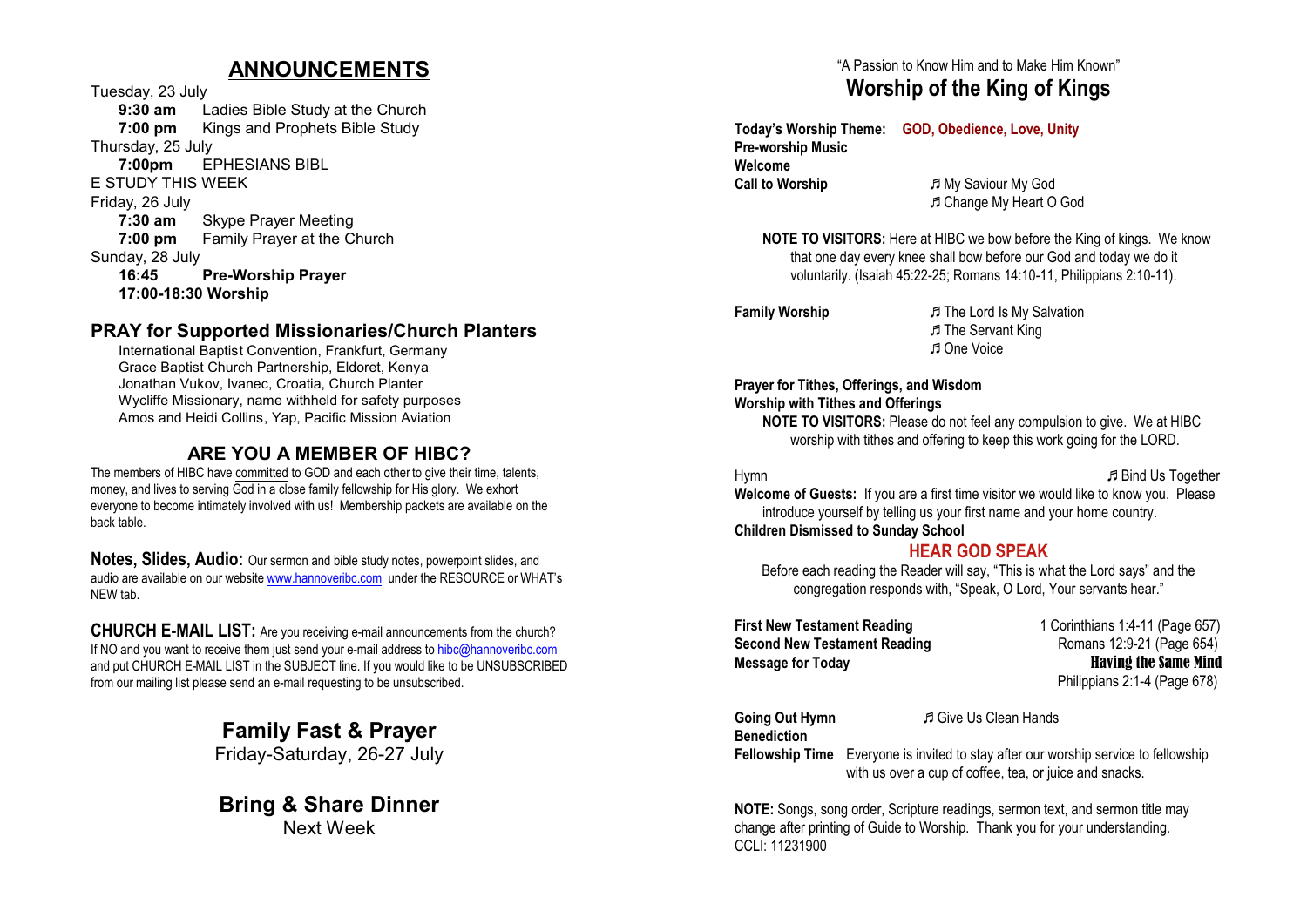## ANNOUNCEMENTS

Tuesday, 23 July

- **9:30 am** Ladies Bible Study at the Church
- **7:00 pm** Kings and Prophets Bible Study

Thursday, 25 July

- **7:00pm** EPHESIANS BIBL

E STUDY THIS WEEK

Friday, 26 July

- **7:30 am** Skype Prayer Meeting
- **7:00 pm** Family Prayer at the Church

Sunday, 28 July

- **16:45 Pre-Worship Prayer**
- **17:00-18:30 Worship**

### PRAY for Supported Missionaries/Church Planters

International Baptist Convention, Frankfurt, Germany
Grace Baptist Church Partnership, Eldoret, Kenya
Jonathan Vukov, Ivanec, Croatia, Church Planter
Wycliffe Missionary, name withheld for safety purposes
Amos and Heidi Collins, Yap, Pacific Mission Aviation

### ARE YOU A MEMBER OF HIBC?

The members of HIBC have committed to GOD and each other to give their time, talents, money, and lives to serving God in a close family fellowship for His glory. We exhort everyone to become intimately involved with us! Membership packets are available on the back table.

**Notes, Slides, Audio:** Our sermon and bible study notes, powerpoint slides, and audio are available on our website www.hannoveribc.com under the RESOURCE or WHAT's NEW tab.

**CHURCH E-MAIL LIST:** Are you receiving e-mail announcements from the church? If NO and you want to receive them just send your e-mail address to hibc@hannoveribc.com and put CHURCH E-MAIL LIST in the SUBJECT line. If you would like to be UNSUBSCRIBED from our mailing list please send an e-mail requesting to be unsubscribed.

### Family Fast & Prayer

Friday-Saturday, 26-27 July

### Bring & Share Dinner

Next Week

"A Passion to Know Him and to Make Him Known"

# Worship of the King of Kings

**Today's Worship Theme:** **GOD, Obedience, Love, Unity**

**Pre-worship Music**

**Welcome**

**Call to Worship** ♬ My Saviour My God
♬ Change My Heart O God

**NOTE TO VISITORS:** Here at HIBC we bow before the King of kings. We know that one day every knee shall bow before our God and today we do it voluntarily. (Isaiah 45:22-25; Romans 14:10-11, Philippians 2:10-11).

**Family Worship** ♬ The Lord Is My Salvation
♬ The Servant King
♬ One Voice

**Prayer for Tithes, Offerings, and Wisdom**

**Worship with Tithes and Offerings**

**NOTE TO VISITORS:** Please do not feel any compulsion to give. We at HIBC worship with tithes and offering to keep this work going for the LORD.

Hymn ♬ Bind Us Together

**Welcome of Guests:** If you are a first time visitor we would like to know you. Please introduce yourself by telling us your first name and your home country.

**Children Dismissed to Sunday School**

## HEAR GOD SPEAK

Before each reading the Reader will say, "This is what the Lord says" and the congregation responds with, "Speak, O Lord, Your servants hear."

**First New Testament Reading** 1 Corinthians 1:4-11 (Page 657)

**Second New Testament Reading** Romans 12:9-21 (Page 654)

**Message for Today** **Having the Same Mind**
Philippians 2:1-4 (Page 678)

**Going Out Hymn** ♬ Give Us Clean Hands

**Benediction**

**Fellowship Time** Everyone is invited to stay after our worship service to fellowship with us over a cup of coffee, tea, or juice and snacks.

**NOTE:** Songs, song order, Scripture readings, sermon text, and sermon title may change after printing of Guide to Worship. Thank you for your understanding.
CCLI: 11231900